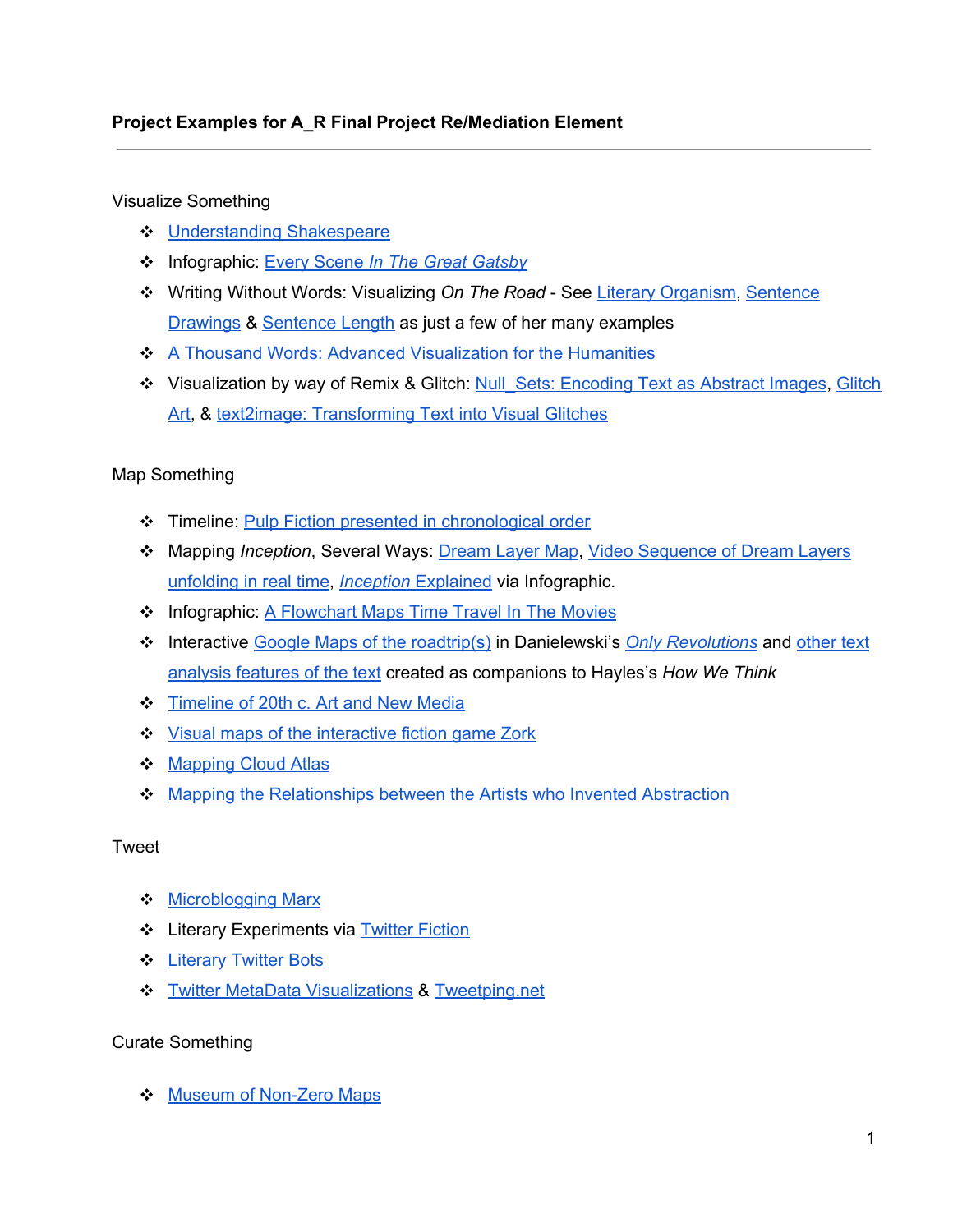**Project Examples for A_R Final Project Re/Mediation Element**

---

Visualize Something

- Understanding Shakespeare
- Infographic: Every Scene *In The Great Gatsby*
- Writing Without Words: Visualizing *On The Road* - See Literary Organism, Sentence Drawings & Sentence Length as just a few of her many examples
- A Thousand Words: Advanced Visualization for the Humanities
- Visualization by way of Remix & Glitch: Null_Sets: Encoding Text as Abstract Images, Glitch Art, & text2image: Transforming Text into Visual Glitches

Map Something

- Timeline: Pulp Fiction presented in chronological order
- Mapping *Inception*, Several Ways: Dream Layer Map, Video Sequence of Dream Layers unfolding in real time, *Inception* Explained via Infographic.
- Infographic: A Flowchart Maps Time Travel In The Movies
- Interactive Google Maps of the roadtrip(s) in Danielewski's *Only Revolutions* and other text analysis features of the text created as companions to Hayles's *How We Think*
- Timeline of 20th c. Art and New Media
- Visual maps of the interactive fiction game Zork
- Mapping Cloud Atlas
- Mapping the Relationships between the Artists who Invented Abstraction

Tweet

- Microblogging Marx
- Literary Experiments via Twitter Fiction
- Literary Twitter Bots
- Twitter MetaData Visualizations & Tweetping.net

Curate Something

- Museum of Non-Zero Maps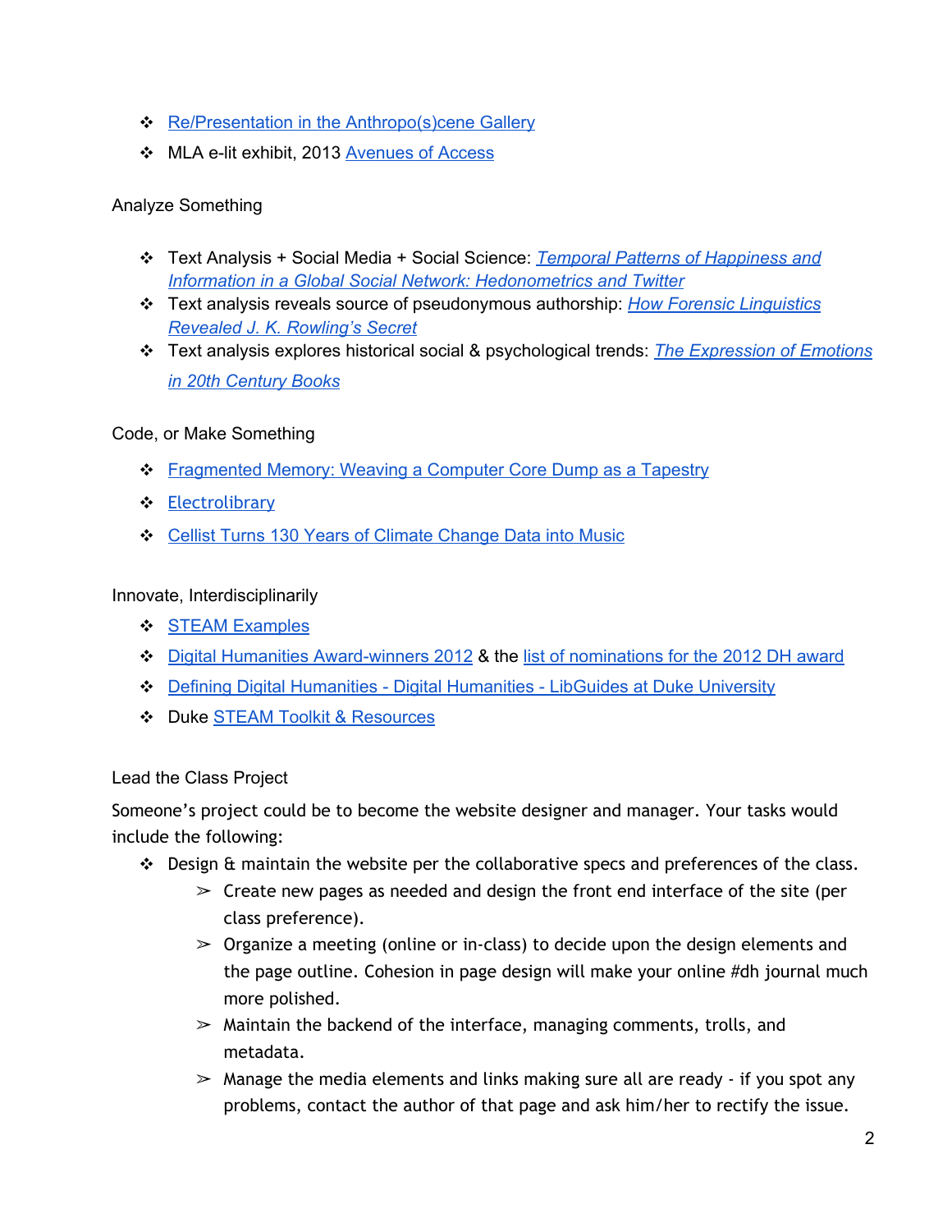- Re/Presentation in the Anthropo(s)cene Gallery
- MLA e-lit exhibit, 2013 Avenues of Access

Analyze Something

- Text Analysis + Social Media + Social Science: *Temporal Patterns of Happiness and Information in a Global Social Network: Hedonometrics and Twitter*
- Text analysis reveals source of pseudonymous authorship: *How Forensic Linguistics Revealed J. K. Rowling's Secret*
- Text analysis explores historical social & psychological trends: *The Expression of Emotions in 20th Century Books*

Code, or Make Something

- Fragmented Memory: Weaving a Computer Core Dump as a Tapestry
- Electrolibrary
- Cellist Turns 130 Years of Climate Change Data into Music

Innovate, Interdisciplinarily

- STEAM Examples
- Digital Humanities Award-winners 2012 & the list of nominations for the 2012 DH award
- Defining Digital Humanities - Digital Humanities - LibGuides at Duke University
- Duke STEAM Toolkit & Resources

Lead the Class Project

Someone's project could be to become the website designer and manager. Your tasks would include the following:

- Design & maintain the website per the collaborative specs and preferences of the class.
  - Create new pages as needed and design the front end interface of the site (per class preference).
  - Organize a meeting (online or in-class) to decide upon the design elements and the page outline. Cohesion in page design will make your online #dh journal much more polished.
  - Maintain the backend of the interface, managing comments, trolls, and metadata.
  - Manage the media elements and links making sure all are ready - if you spot any problems, contact the author of that page and ask him/her to rectify the issue.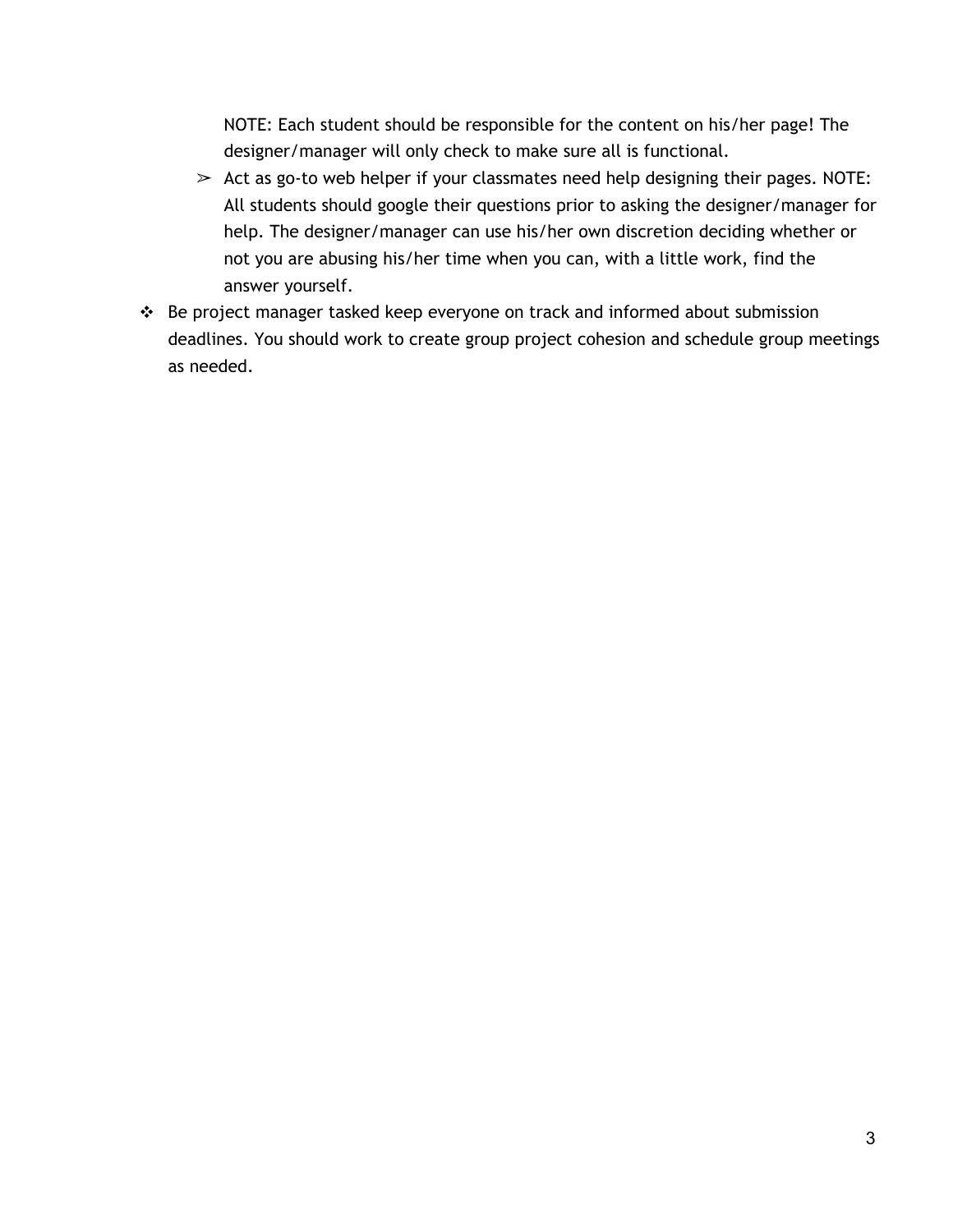NOTE: Each student should be responsible for the content on his/her page! The designer/manager will only check to make sure all is functional.

  - Act as go-to web helper if your classmates need help designing their pages. NOTE: All students should google their questions prior to asking the designer/manager for help. The designer/manager can use his/her own discretion deciding whether or not you are abusing his/her time when you can, with a little work, find the answer yourself.

- Be project manager tasked keep everyone on track and informed about submission deadlines. You should work to create group project cohesion and schedule group meetings as needed.